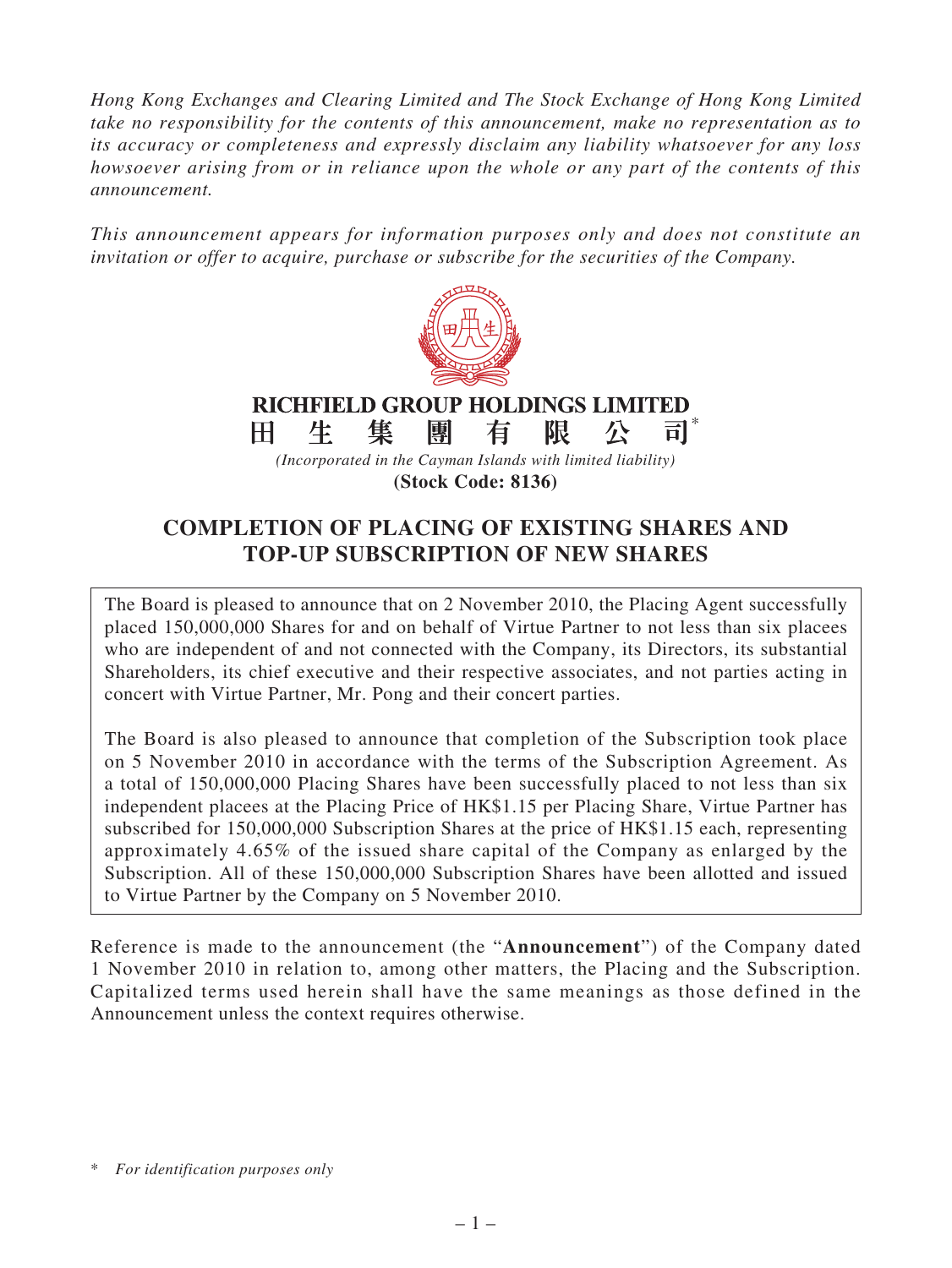*Hong Kong Exchanges and Clearing Limited and The Stock Exchange of Hong Kong Limited take no responsibility for the contents of this announcement, make no representation as to its accuracy or completeness and expressly disclaim any liability whatsoever for any loss howsoever arising from or in reliance upon the whole or any part of the contents of this announcement.*

*This announcement appears for information purposes only and does not constitute an invitation or offer to acquire, purchase or subscribe for the securities of the Company.*

**RICHFIELD GROUP HOLDINGS LIMITED**
**田生集團有限公司***

*(Incorporated in the Cayman Islands with limited liability)*
**(Stock Code: 8136)**

# COMPLETION OF PLACING OF EXISTING SHARES AND TOP-UP SUBSCRIPTION OF NEW SHARES

The Board is pleased to announce that on 2 November 2010, the Placing Agent successfully placed 150,000,000 Shares for and on behalf of Virtue Partner to not less than six placees who are independent of and not connected with the Company, its Directors, its substantial Shareholders, its chief executive and their respective associates, and not parties acting in concert with Virtue Partner, Mr. Pong and their concert parties.

The Board is also pleased to announce that completion of the Subscription took place on 5 November 2010 in accordance with the terms of the Subscription Agreement. As a total of 150,000,000 Placing Shares have been successfully placed to not less than six independent placees at the Placing Price of HK$1.15 per Placing Share, Virtue Partner has subscribed for 150,000,000 Subscription Shares at the price of HK$1.15 each, representing approximately 4.65% of the issued share capital of the Company as enlarged by the Subscription. All of these 150,000,000 Subscription Shares have been allotted and issued to Virtue Partner by the Company on 5 November 2010.

Reference is made to the announcement (the "**Announcement**") of the Company dated 1 November 2010 in relation to, among other matters, the Placing and the Subscription. Capitalized terms used herein shall have the same meanings as those defined in the Announcement unless the context requires otherwise.

\* *For identification purposes only*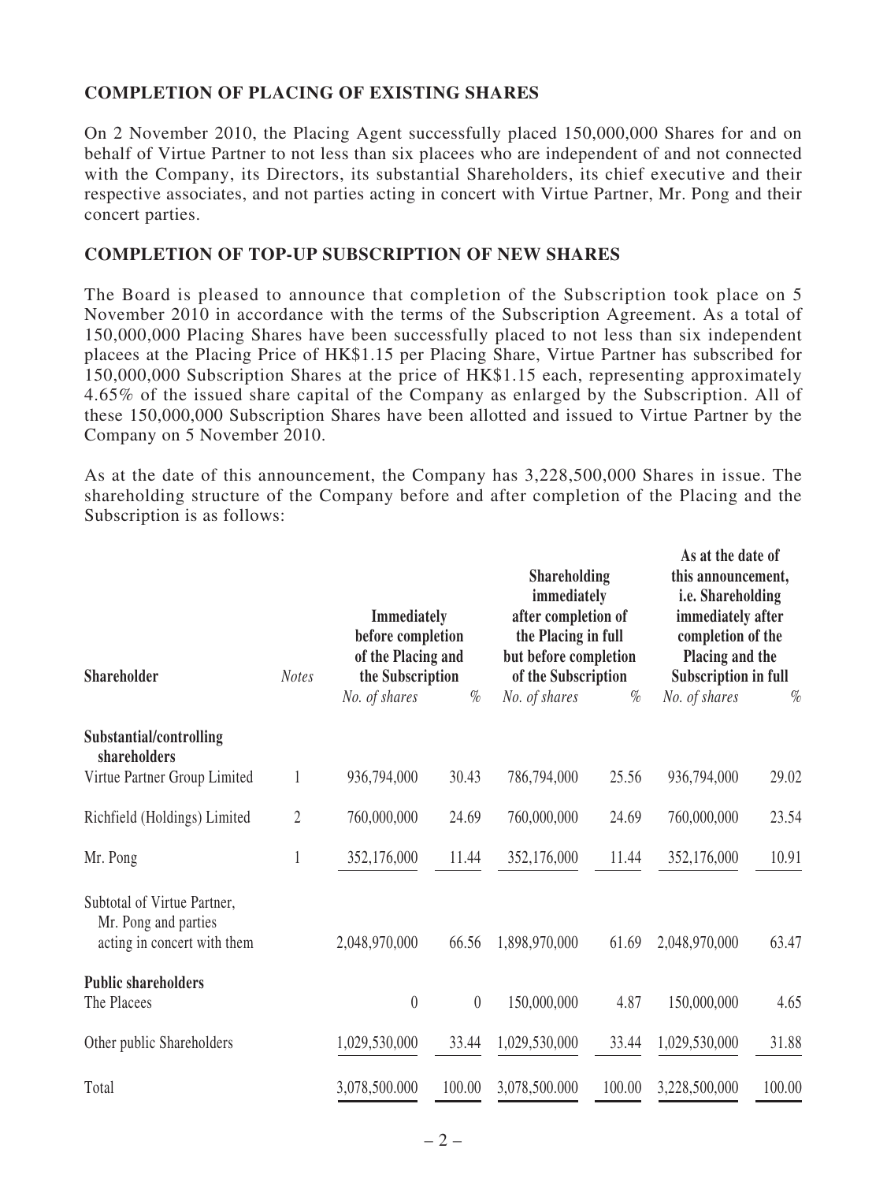## COMPLETION OF PLACING OF EXISTING SHARES

On 2 November 2010, the Placing Agent successfully placed 150,000,000 Shares for and on behalf of Virtue Partner to not less than six placees who are independent of and not connected with the Company, its Directors, its substantial Shareholders, its chief executive and their respective associates, and not parties acting in concert with Virtue Partner, Mr. Pong and their concert parties.

## COMPLETION OF TOP-UP SUBSCRIPTION OF NEW SHARES

The Board is pleased to announce that completion of the Subscription took place on 5 November 2010 in accordance with the terms of the Subscription Agreement. As a total of 150,000,000 Placing Shares have been successfully placed to not less than six independent placees at the Placing Price of HK$1.15 per Placing Share, Virtue Partner has subscribed for 150,000,000 Subscription Shares at the price of HK$1.15 each, representing approximately 4.65% of the issued share capital of the Company as enlarged by the Subscription. All of these 150,000,000 Subscription Shares have been allotted and issued to Virtue Partner by the Company on 5 November 2010.

As at the date of this announcement, the Company has 3,228,500,000 Shares in issue. The shareholding structure of the Company before and after completion of the Placing and the Subscription is as follows:

| **Shareholder** | *Notes* | **Immediately before completion of the Placing and the Subscription** | | **Shareholding immediately after completion of the Placing in full but before completion of the Subscription** | | **As at the date of this announcement, i.e. Shareholding immediately after completion of the Placing and the Subscription in full** | |
|---|---|---|---|---|---|---|---|
| | | *No. of shares* | *%* | *No. of shares* | *%* | *No. of shares* | *%* |
| **Substantial/controlling shareholders** | | | | | | | |
| Virtue Partner Group Limited | 1 | 936,794,000 | 30.43 | 786,794,000 | 25.56 | 936,794,000 | 29.02 |
| Richfield (Holdings) Limited | 2 | 760,000,000 | 24.69 | 760,000,000 | 24.69 | 760,000,000 | 23.54 |
| Mr. Pong | 1 | 352,176,000 | 11.44 | 352,176,000 | 11.44 | 352,176,000 | 10.91 |
| Subtotal of Virtue Partner, Mr. Pong and parties acting in concert with them | | 2,048,970,000 | 66.56 | 1,898,970,000 | 61.69 | 2,048,970,000 | 63.47 |
| **Public shareholders** | | | | | | | |
| The Placees | | 0 | 0 | 150,000,000 | 4.87 | 150,000,000 | 4.65 |
| Other public Shareholders | | 1,029,530,000 | 33.44 | 1,029,530,000 | 33.44 | 1,029,530,000 | 31.88 |
| Total | | 3,078,500.000 | 100.00 | 3,078,500.000 | 100.00 | 3,228,500,000 | 100.00 |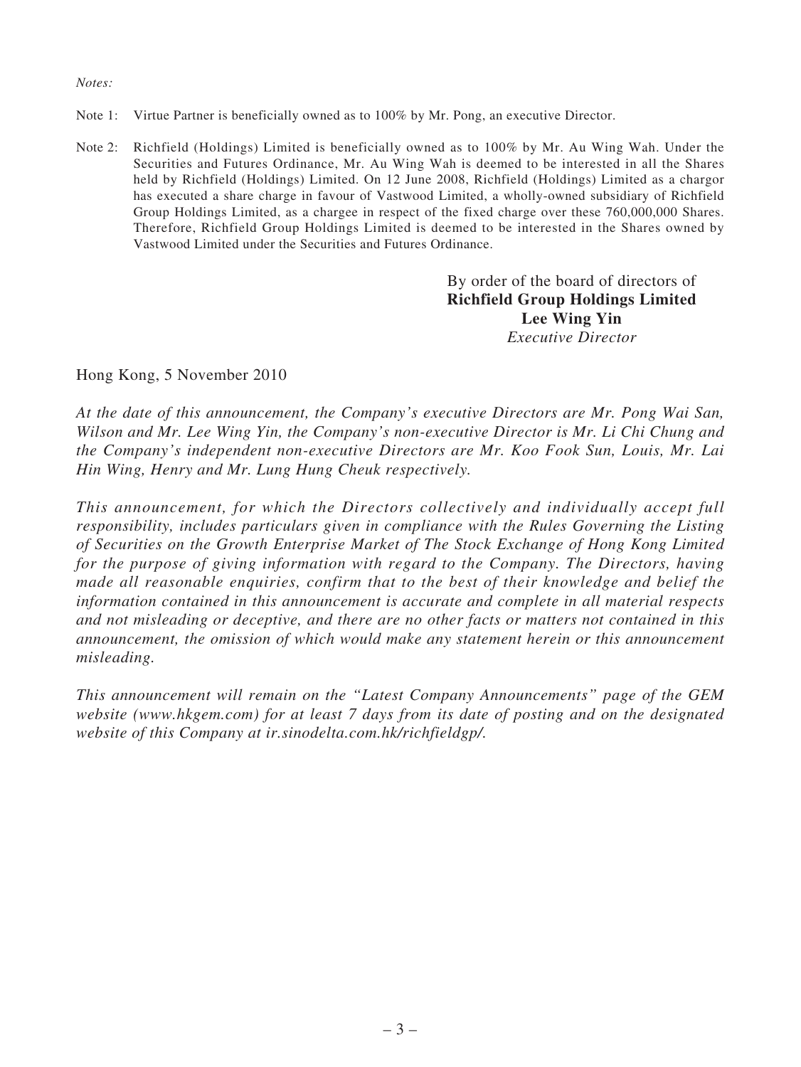*Notes:*

Note 1: Virtue Partner is beneficially owned as to 100% by Mr. Pong, an executive Director.

Note 2: Richfield (Holdings) Limited is beneficially owned as to 100% by Mr. Au Wing Wah. Under the Securities and Futures Ordinance, Mr. Au Wing Wah is deemed to be interested in all the Shares held by Richfield (Holdings) Limited. On 12 June 2008, Richfield (Holdings) Limited as a chargor has executed a share charge in favour of Vastwood Limited, a wholly-owned subsidiary of Richfield Group Holdings Limited, as a chargee in respect of the fixed charge over these 760,000,000 Shares. Therefore, Richfield Group Holdings Limited is deemed to be interested in the Shares owned by Vastwood Limited under the Securities and Futures Ordinance.

By order of the board of directors of
**Richfield Group Holdings Limited**
**Lee Wing Yin**
*Executive Director*

Hong Kong, 5 November 2010

*At the date of this announcement, the Company's executive Directors are Mr. Pong Wai San, Wilson and Mr. Lee Wing Yin, the Company's non-executive Director is Mr. Li Chi Chung and the Company's independent non-executive Directors are Mr. Koo Fook Sun, Louis, Mr. Lai Hin Wing, Henry and Mr. Lung Hung Cheuk respectively.*

*This announcement, for which the Directors collectively and individually accept full responsibility, includes particulars given in compliance with the Rules Governing the Listing of Securities on the Growth Enterprise Market of The Stock Exchange of Hong Kong Limited for the purpose of giving information with regard to the Company. The Directors, having made all reasonable enquiries, confirm that to the best of their knowledge and belief the information contained in this announcement is accurate and complete in all material respects and not misleading or deceptive, and there are no other facts or matters not contained in this announcement, the omission of which would make any statement herein or this announcement misleading.*

*This announcement will remain on the "Latest Company Announcements" page of the GEM website (www.hkgem.com) for at least 7 days from its date of posting and on the designated website of this Company at ir.sinodelta.com.hk/richfieldgp/.*